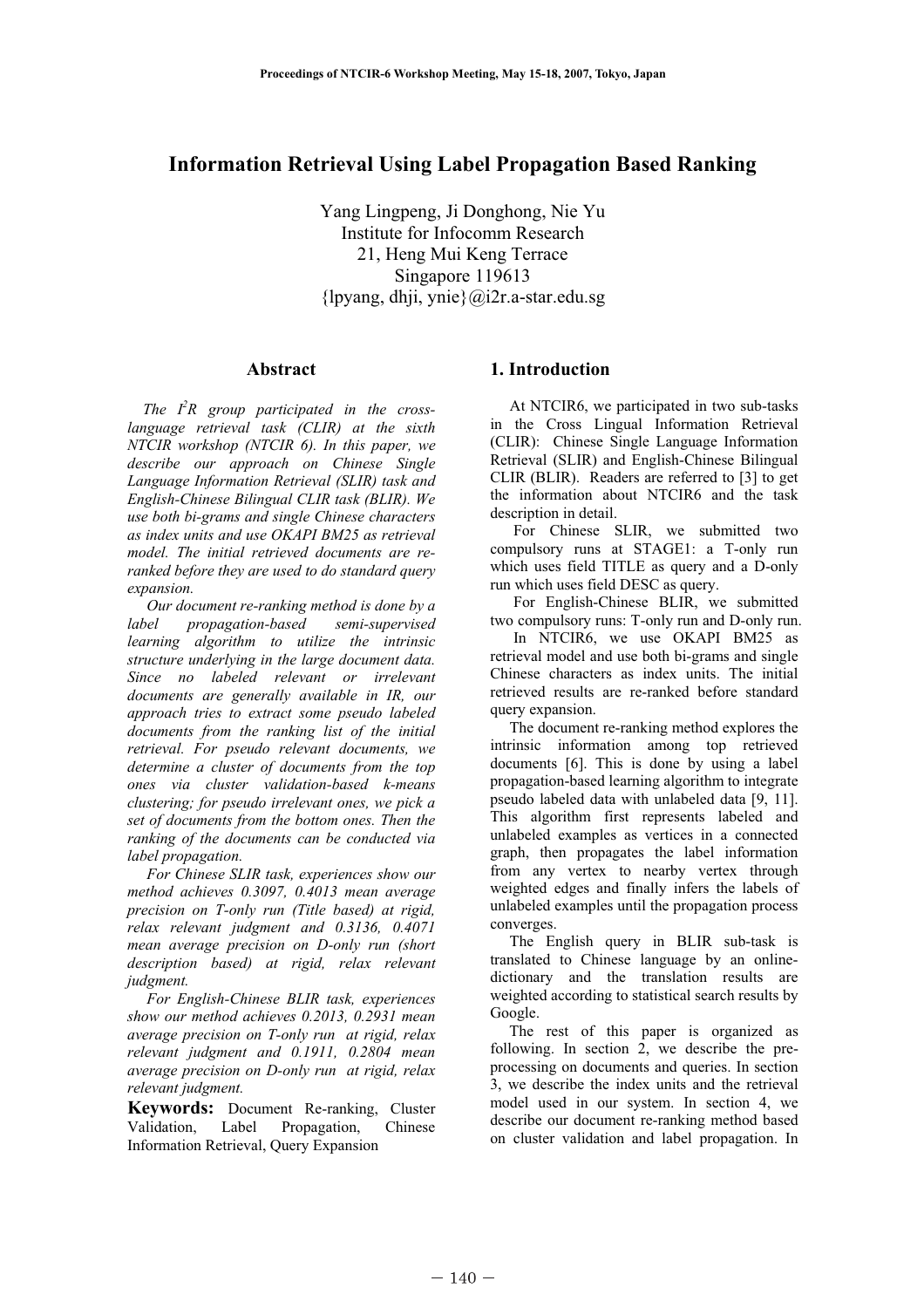# Information Retrieval Using Label Propagation Based Ranking

Yang Lingpeng, Ji Donghong, Nie Yu
Institute for Infocomm Research
21, Heng Mui Keng Terrace
Singapore 119613
{lpyang, dhji, ynie}@i2r.a-star.edu.sg

## Abstract

*The $I^2R$ group participated in the cross-language retrieval task (CLIR) at the sixth NTCIR workshop (NTCIR 6). In this paper, we describe our approach on Chinese Single Language Information Retrieval (SLIR) task and English-Chinese Bilingual CLIR task (BLIR). We use both bi-grams and single Chinese characters as index units and use OKAPI BM25 as retrieval model. The initial retrieved documents are re-ranked before they are used to do standard query expansion.*

*Our document re-ranking method is done by a label propagation-based semi-supervised learning algorithm to utilize the intrinsic structure underlying in the large document data. Since no labeled relevant or irrelevant documents are generally available in IR, our approach tries to extract some pseudo labeled documents from the ranking list of the initial retrieval. For pseudo relevant documents, we determine a cluster of documents from the top ones via cluster validation-based k-means clustering; for pseudo irrelevant ones, we pick a set of documents from the bottom ones. Then the ranking of the documents can be conducted via label propagation.*

*For Chinese SLIR task, experiences show our method achieves 0.3097, 0.4013 mean average precision on T-only run (Title based) at rigid, relax relevant judgment and 0.3136, 0.4071 mean average precision on D-only run (short description based) at rigid, relax relevant judgment.*

*For English-Chinese BLIR task, experiences show our method achieves 0.2013, 0.2931 mean average precision on T-only run at rigid, relax relevant judgment and 0.1911, 0.2804 mean average precision on D-only run at rigid, relax relevant judgment.*

**Keywords:** Document Re-ranking, Cluster Validation, Label Propagation, Chinese Information Retrieval, Query Expansion

## 1. Introduction

At NTCIR6, we participated in two sub-tasks in the Cross Lingual Information Retrieval (CLIR): Chinese Single Language Information Retrieval (SLIR) and English-Chinese Bilingual CLIR (BLIR). Readers are referred to [3] to get the information about NTCIR6 and the task description in detail.

For Chinese SLIR, we submitted two compulsory runs at STAGE1: a T-only run which uses field TITLE as query and a D-only run which uses field DESC as query.

For English-Chinese BLIR, we submitted two compulsory runs: T-only run and D-only run.

In NTCIR6, we use OKAPI BM25 as retrieval model and use both bi-grams and single Chinese characters as index units. The initial retrieved results are re-ranked before standard query expansion.

The document re-ranking method explores the intrinsic information among top retrieved documents [6]. This is done by using a label propagation-based learning algorithm to integrate pseudo labeled data with unlabeled data [9, 11]. This algorithm first represents labeled and unlabeled examples as vertices in a connected graph, then propagates the label information from any vertex to nearby vertex through weighted edges and finally infers the labels of unlabeled examples until the propagation process converges.

The English query in BLIR sub-task is translated to Chinese language by an online-dictionary and the translation results are weighted according to statistical search results by Google.

The rest of this paper is organized as following. In section 2, we describe the pre-processing on documents and queries. In section 3, we describe the index units and the retrieval model used in our system. In section 4, we describe our document re-ranking method based on cluster validation and label propagation. In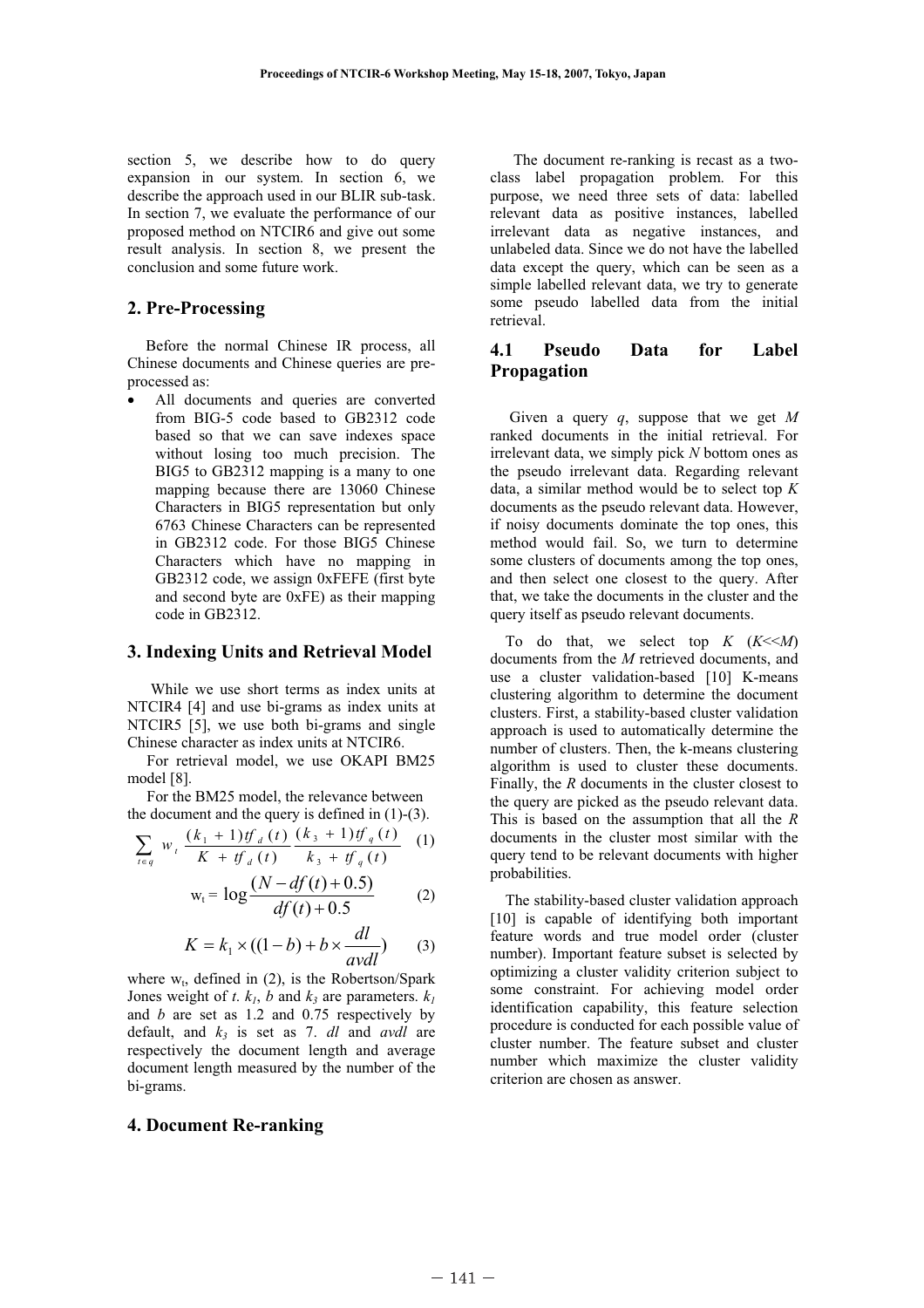section 5, we describe how to do query expansion in our system. In section 6, we describe the approach used in our BLIR sub-task. In section 7, we evaluate the performance of our proposed method on NTCIR6 and give out some result analysis. In section 8, we present the conclusion and some future work.

## 2. Pre-Processing

Before the normal Chinese IR process, all Chinese documents and Chinese queries are pre-processed as:

- All documents and queries are converted from BIG-5 code based to GB2312 code based so that we can save indexes space without losing too much precision. The BIG5 to GB2312 mapping is a many to one mapping because there are 13060 Chinese Characters in BIG5 representation but only 6763 Chinese Characters can be represented in GB2312 code. For those BIG5 Chinese Characters which have no mapping in GB2312 code, we assign 0xFEFE (first byte and second byte are 0xFE) as their mapping code in GB2312.

## 3. Indexing Units and Retrieval Model

While we use short terms as index units at NTCIR4 [4] and use bi-grams as index units at NTCIR5 [5], we use both bi-grams and single Chinese character as index units at NTCIR6.

For retrieval model, we use OKAPI BM25 model [8].

For the BM25 model, the relevance between the document and the query is defined in (1)-(3).

$$\sum_{t \in q} w_t \frac{(k_1+1)tf_d(t)}{K+tf_d(t)} \frac{(k_3+1)tf_q(t)}{k_3+tf_q(t)} \quad (1)$$

$$w_t = \log\frac{(N-df(t)+0.5)}{df(t)+0.5} \quad (2)$$

$$K = k_1 \times ((1-b)+b \times \frac{dl}{avdl}) \quad (3)$$

where $w_t$, defined in (2), is the Robertson/Spark Jones weight of $t$. $k_1$, $b$ and $k_3$ are parameters. $k_1$ and $b$ are set as 1.2 and 0.75 respectively by default, and $k_3$ is set as 7. $dl$ and $avdl$ are respectively the document length and average document length measured by the number of the bi-grams.

## 4. Document Re-ranking

The document re-ranking is recast as a two-class label propagation problem. For this purpose, we need three sets of data: labelled relevant data as positive instances, labelled irrelevant data as negative instances, and unlabeled data. Since we do not have the labelled data except the query, which can be seen as a simple labelled relevant data, we try to generate some pseudo labelled data from the initial retrieval.

### 4.1 Pseudo Data for Label Propagation

Given a query $q$, suppose that we get $M$ ranked documents in the initial retrieval. For irrelevant data, we simply pick $N$ bottom ones as the pseudo irrelevant data. Regarding relevant data, a similar method would be to select top $K$ documents as the pseudo relevant data. However, if noisy documents dominate the top ones, this method would fail. So, we turn to determine some clusters of documents among the top ones, and then select one closest to the query. After that, we take the documents in the cluster and the query itself as pseudo relevant documents.

To do that, we select top $K$ ($K \ll M$) documents from the $M$ retrieved documents, and use a cluster validation-based [10] K-means clustering algorithm to determine the document clusters. First, a stability-based cluster validation approach is used to automatically determine the number of clusters. Then, the k-means clustering algorithm is used to cluster these documents. Finally, the $R$ documents in the cluster closest to the query are picked as the pseudo relevant data. This is based on the assumption that all the $R$ documents in the cluster most similar with the query tend to be relevant documents with higher probabilities.

The stability-based cluster validation approach [10] is capable of identifying both important feature words and true model order (cluster number). Important feature subset is selected by optimizing a cluster validity criterion subject to some constraint. For achieving model order identification capability, this feature selection procedure is conducted for each possible value of cluster number. The feature subset and cluster number which maximize the cluster validity criterion are chosen as answer.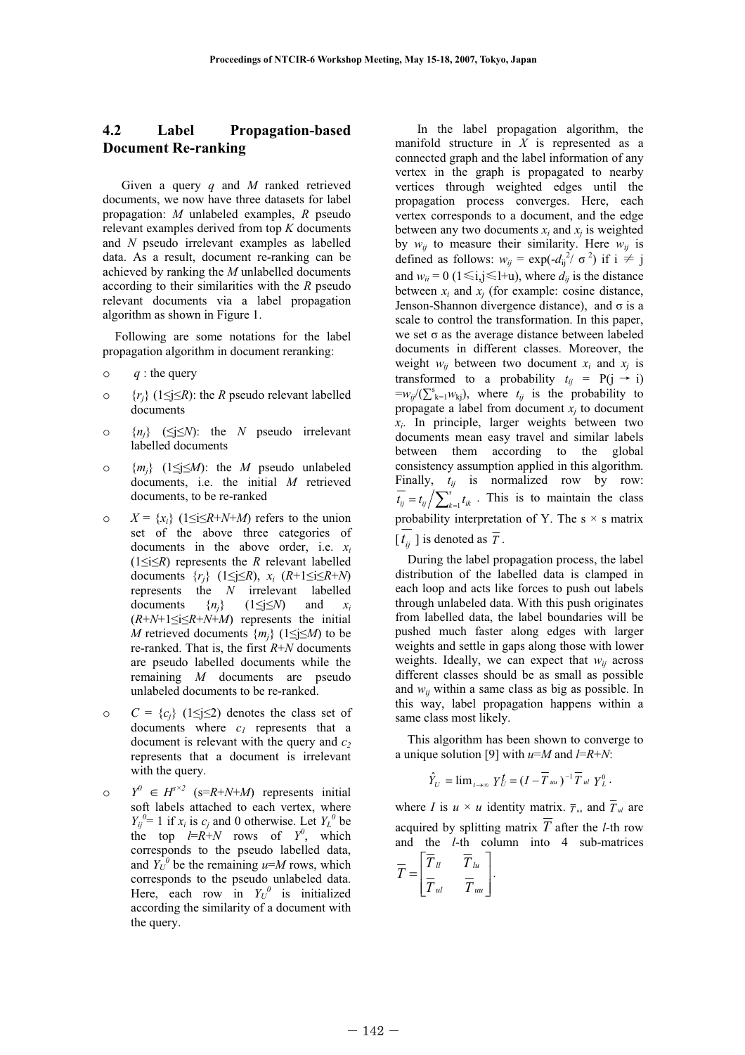### 4.2 Label Propagation-based Document Re-ranking

Given a query $q$ and $M$ ranked retrieved documents, we now have three datasets for label propagation: $M$ unlabeled examples, $R$ pseudo relevant examples derived from top $K$ documents and $N$ pseudo irrelevant examples as labelled data. As a result, document re-ranking can be achieved by ranking the $M$ unlabelled documents according to their similarities with the $R$ pseudo relevant documents via a label propagation algorithm as shown in Figure 1.

Following are some notations for the label propagation algorithm in document reranking:

- $q$ : the query
- $\{r_j\}$ ($1 \le j \le R$): the $R$ pseudo relevant labelled documents
- $\{n_j\}$ ($\le j \le N$): the $N$ pseudo irrelevant labelled documents
- $\{m_j\}$ ($1 \le j \le M$): the $M$ pseudo unlabeled documents, i.e. the initial $M$ retrieved documents, to be re-ranked
- $X = \{x_i\}$ ($1 \le i \le R+N+M$) refers to the union set of the above three categories of documents in the above order, i.e. $x_i$ ($1 \le i \le R$) represents the $R$ relevant labelled documents $\{r_j\}$ ($1 \le j \le R$), $x_i$ ($R+1 \le i \le R+N$) represents the $N$ irrelevant labelled documents $\{n_j\}$ ($1 \le j \le N$) and $x_i$ ($R+N+1 \le i \le R+N+M$) represents the initial $M$ retrieved documents $\{m_j\}$ ($1 \le j \le M$) to be re-ranked. That is, the first $R+N$ documents are pseudo labelled documents while the remaining $M$ documents are pseudo unlabeled documents to be re-ranked.
- $C = \{c_j\}$ ($1 \le j \le 2$) denotes the class set of documents where $c_1$ represents that a document is relevant with the query and $c_2$ represents that a document is irrelevant with the query.
- $Y^0 \in H^{s \times 2}$ ($s=R+N+M$) represents initial soft labels attached to each vertex, where $Y_{ij}^0 = 1$ if $x_i$ is $c_j$ and 0 otherwise. Let $Y_L^0$ be the top $l=R+N$ rows of $Y^0$, which corresponds to the pseudo labelled data, and $Y_U^0$ be the remaining $u=M$ rows, which corresponds to the pseudo unlabeled data. Here, each row in $Y_U^0$ is initialized according the similarity of a document with the query.

In the label propagation algorithm, the manifold structure in $X$ is represented as a connected graph and the label information of any vertex in the graph is propagated to nearby vertices through weighted edges until the propagation process converges. Here, each vertex corresponds to a document, and the edge between any two documents $x_i$ and $x_j$ is weighted by $w_{ij}$ to measure their similarity. Here $w_{ij}$ is defined as follows: $w_{ij} = \exp(-d_{ij}^2 / \sigma^2)$ if $i \neq j$ and $w_{ii} = 0$ ($1 \le i,j \le l+u$), where $d_{ij}$ is the distance between $x_i$ and $x_j$ (for example: cosine distance, Jenson-Shannon divergence distance), and σ is a scale to control the transformation. In this paper, we set σ as the average distance between labeled documents in different classes. Moreover, the weight $w_{ij}$ between two document $x_i$ and $x_j$ is transformed to a probability $t_{ij} = P(j \rightarrow i) = w_{ij} / (\sum_{k=1}^{s} w_{kj})$, where $t_{ij}$ is the probability to propagate a label from document $x_j$ to document $x_i$. In principle, larger weights between two documents mean easy travel and similar labels between them according to the global consistency assumption applied in this algorithm. Finally, $t_{ij}$ is normalized row by row: $\overline{t_{ij}} = t_{ij} \Big/ \sum_{k=1}^{s} t_{ik}$ . This is to maintain the class probability interpretation of Y. The s × s matrix [ $\overline{t_{ij}}$ ] is denoted as $\overline{T}$ .

During the label propagation process, the label distribution of the labelled data is clamped in each loop and acts like forces to push out labels through unlabeled data. With this push originates from labelled data, the label boundaries will be pushed much faster along edges with larger weights and settle in gaps along those with lower weights. Ideally, we can expect that $w_{ij}$ across different classes should be as small as possible and $w_{ij}$ within a same class as big as possible. In this way, label propagation happens within a same class most likely.

This algorithm has been shown to converge to a unique solution [9] with $u=M$ and $l=R+N$:

$$\hat{Y}_U = \lim_{t \to \infty} Y_U^t = (I - \overline{T}_{uu})^{-1} \overline{T}_{ul} Y_L^0 .$$

where $I$ is $u \times u$ identity matrix. $\overline{T}_{uu}$ and $\overline{T}_{ul}$ are acquired by splitting matrix $\overline{T}$ after the $l$-th row and the $l$-th column into 4 sub-matrices

$$\overline{T} = \begin{bmatrix} \overline{T}_{ll} & \overline{T}_{lu} \\ \overline{T}_{ul} & \overline{T}_{uu} \end{bmatrix}.$$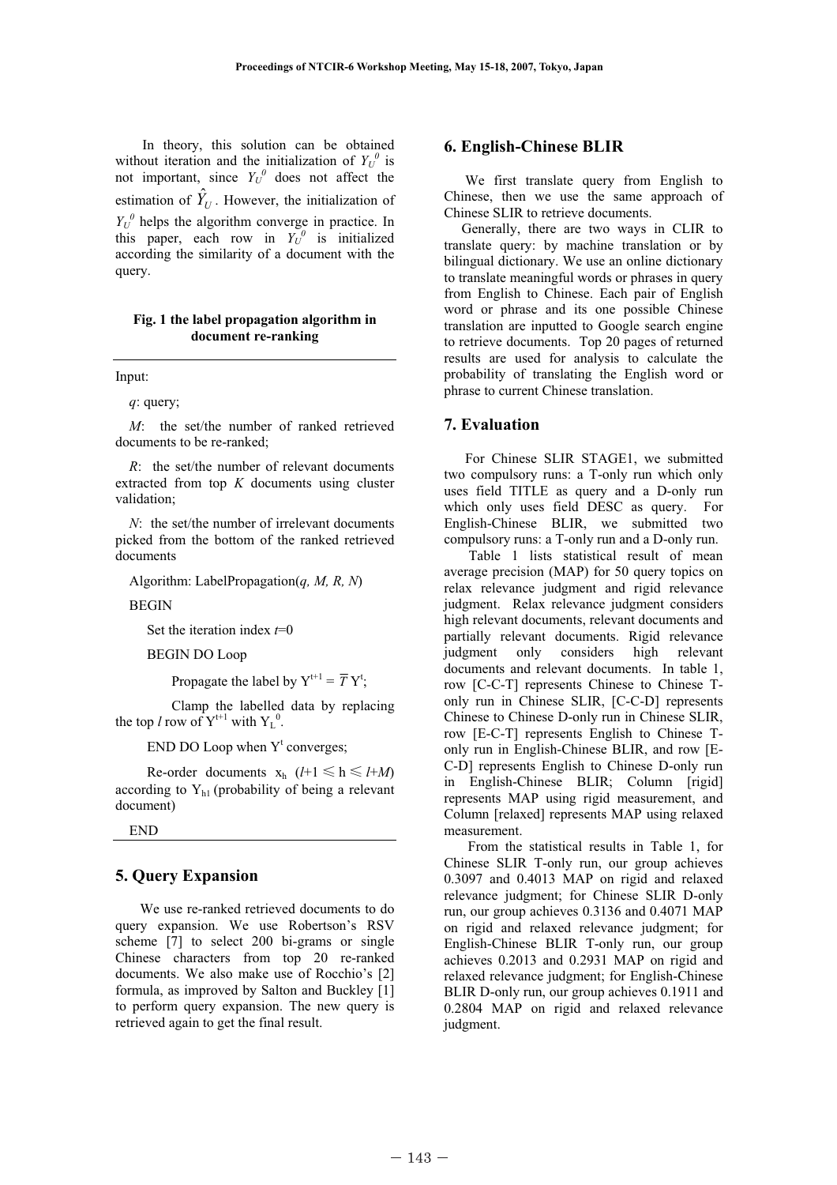In theory, this solution can be obtained without iteration and the initialization of $Y_U^0$ is not important, since $Y_U^0$ does not affect the estimation of $\hat{Y}_U$. However, the initialization of $Y_U^0$ helps the algorithm converge in practice. In this paper, each row in $Y_U^0$ is initialized according the similarity of a document with the query.

**Fig. 1 the label propagation algorithm in document re-ranking**

---

Input:

*q*: query;

*M*: the set/the number of ranked retrieved documents to be re-ranked;

*R*: the set/the number of relevant documents extracted from top *K* documents using cluster validation;

*N*: the set/the number of irrelevant documents picked from the bottom of the ranked retrieved documents

Algorithm: LabelPropagation(*q, M, R, N*)

BEGIN

Set the iteration index *t*=0

BEGIN DO Loop

Propagate the label by $Y^{t+1} = \overline{T}\, Y^t$;

Clamp the labelled data by replacing the top *l* row of $Y^{t+1}$ with $Y_L^0$.

END DO Loop when $Y^t$ converges;

Re-order documents $x_h$ ($l+1 \leqslant h \leqslant l+M$) according to $Y_{h1}$ (probability of being a relevant document)

END

---

## 5. Query Expansion

We use re-ranked retrieved documents to do query expansion. We use Robertson's RSV scheme [7] to select 200 bi-grams or single Chinese characters from top 20 re-ranked documents. We also make use of Rocchio's [2] formula, as improved by Salton and Buckley [1] to perform query expansion. The new query is retrieved again to get the final result.

## 6. English-Chinese BLIR

We first translate query from English to Chinese, then we use the same approach of Chinese SLIR to retrieve documents.

Generally, there are two ways in CLIR to translate query: by machine translation or by bilingual dictionary. We use an online dictionary to translate meaningful words or phrases in query from English to Chinese. Each pair of English word or phrase and its one possible Chinese translation are inputted to Google search engine to retrieve documents. Top 20 pages of returned results are used for analysis to calculate the probability of translating the English word or phrase to current Chinese translation.

## 7. Evaluation

For Chinese SLIR STAGE1, we submitted two compulsory runs: a T-only run which only uses field TITLE as query and a D-only run which only uses field DESC as query. For English-Chinese BLIR, we submitted two compulsory runs: a T-only run and a D-only run.

Table 1 lists statistical result of mean average precision (MAP) for 50 query topics on relax relevance judgment and rigid relevance judgment. Relax relevance judgment considers high relevant documents, relevant documents and partially relevant documents. Rigid relevance judgment only considers high relevant documents and relevant documents. In table 1, row [C-C-T] represents Chinese to Chinese T-only run in Chinese SLIR, [C-C-D] represents Chinese to Chinese D-only run in Chinese SLIR, row [E-C-T] represents English to Chinese T-only run in English-Chinese BLIR, and row [E-C-D] represents English to Chinese D-only run in English-Chinese BLIR; Column [rigid] represents MAP using rigid measurement, and Column [relaxed] represents MAP using relaxed measurement.

From the statistical results in Table 1, for Chinese SLIR T-only run, our group achieves 0.3097 and 0.4013 MAP on rigid and relaxed relevance judgment; for Chinese SLIR D-only run, our group achieves 0.3136 and 0.4071 MAP on rigid and relaxed relevance judgment; for English-Chinese BLIR T-only run, our group achieves 0.2013 and 0.2931 MAP on rigid and relaxed relevance judgment; for English-Chinese BLIR D-only run, our group achieves 0.1911 and 0.2804 MAP on rigid and relaxed relevance judgment.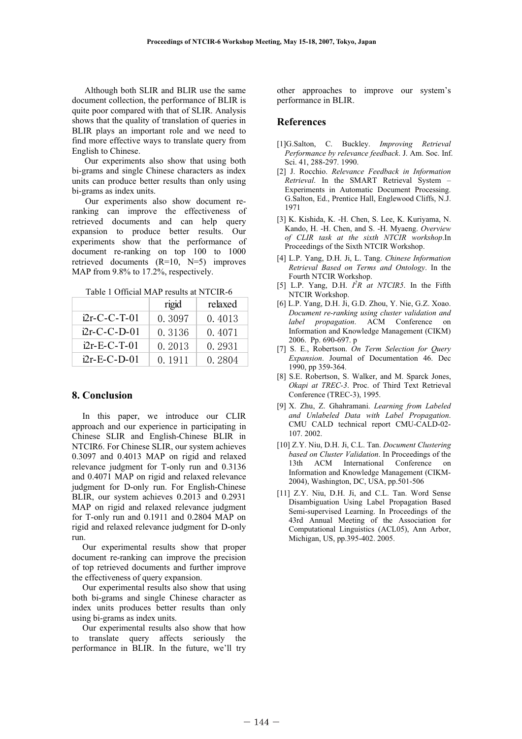Although both SLIR and BLIR use the same document collection, the performance of BLIR is quite poor compared with that of SLIR. Analysis shows that the quality of translation of queries in BLIR plays an important role and we need to find more effective ways to translate query from English to Chinese.

Our experiments also show that using both bi-grams and single Chinese characters as index units can produce better results than only using bi-grams as index units.

Our experiments also show document re-ranking can improve the effectiveness of retrieved documents and can help query expansion to produce better results. Our experiments show that the performance of document re-ranking on top 100 to 1000 retrieved documents (R=10, N=5) improves MAP from 9.8% to 17.2%, respectively.

Table 1 Official MAP results at NTCIR-6

| | rigid | relaxed |
|---|---|---|
| i2r-C-C-T-01 | 0.3097 | 0.4013 |
| i2r-C-C-D-01 | 0.3136 | 0.4071 |
| i2r-E-C-T-01 | 0.2013 | 0.2931 |
| i2r-E-C-D-01 | 0.1911 | 0.2804 |

## 8. Conclusion

In this paper, we introduce our CLIR approach and our experience in participating in Chinese SLIR and English-Chinese BLIR in NTCIR6. For Chinese SLIR, our system achieves 0.3097 and 0.4013 MAP on rigid and relaxed relevance judgment for T-only run and 0.3136 and 0.4071 MAP on rigid and relaxed relevance judgment for D-only run. For English-Chinese BLIR, our system achieves 0.2013 and 0.2931 MAP on rigid and relaxed relevance judgment for T-only run and 0.1911 and 0.2804 MAP on rigid and relaxed relevance judgment for D-only run.

Our experimental results show that proper document re-ranking can improve the precision of top retrieved documents and further improve the effectiveness of query expansion.

Our experimental results also show that using both bi-grams and single Chinese character as index units produces better results than only using bi-grams as index units.

Our experimental results also show that how to translate query affects seriously the performance in BLIR. In the future, we'll try other approaches to improve our system's performance in BLIR.

## References

[1]G.Salton, C. Buckley. *Improving Retrieval Performance by relevance feedback*. J. Am. Soc. Inf. Sci. 41, 288-297. 1990.

[2] J. Rocchio. *Relevance Feedback in Information Retrieval*. In the SMART Retrieval System – Experiments in Automatic Document Processing. G.Salton, Ed., Prentice Hall, Englewood Cliffs, N.J. 1971

[3] K. Kishida, K. -H. Chen, S. Lee, K. Kuriyama, N. Kando, H. -H. Chen, and S. -H. Myaeng. *Overview of CLIR task at the sixth NTCIR workshop*.In Proceedings of the Sixth NTCIR Workshop.

[4] L.P. Yang, D.H. Ji, L. Tang. *Chinese Information Retrieval Based on Terms and Ontology*. In the Fourth NTCIR Workshop.

[5] L.P. Yang, D.H. *I*$^2$*R at NTCIR5*. In the Fifth NTCIR Workshop.

[6] L.P. Yang, D.H. Ji, G.D. Zhou, Y. Nie, G.Z. Xoao. *Document re-ranking using cluster validation and label propagation*. ACM Conference on Information and Knowledge Management (CIKM) 2006. Pp. 690-697. p

[7] S. E., Robertson. *On Term Selection for Query Expansion*. Journal of Documentation 46. Dec 1990, pp 359-364.

[8] S.E. Robertson, S. Walker, and M. Sparck Jones, *Okapi at TREC-3*. Proc. of Third Text Retrieval Conference (TREC-3), 1995.

[9] X. Zhu, Z. Ghahramani. *Learning from Labeled and Unlabeled Data with Label Propagation*. CMU CALD technical report CMU-CALD-02-107. 2002.

[10] Z.Y. Niu, D.H. Ji, C.L. Tan. *Document Clustering based on Cluster Validation*. In Proceedings of the 13th ACM International Conference on Information and Knowledge Management (CIKM-2004), Washington, DC, USA, pp.501-506

[11] Z.Y. Niu, D.H. Ji, and C.L. Tan. Word Sense Disambiguation Using Label Propagation Based Semi-supervised Learning. In Proceedings of the 43rd Annual Meeting of the Association for Computational Linguistics (ACL05), Ann Arbor, Michigan, US, pp.395-402. 2005.